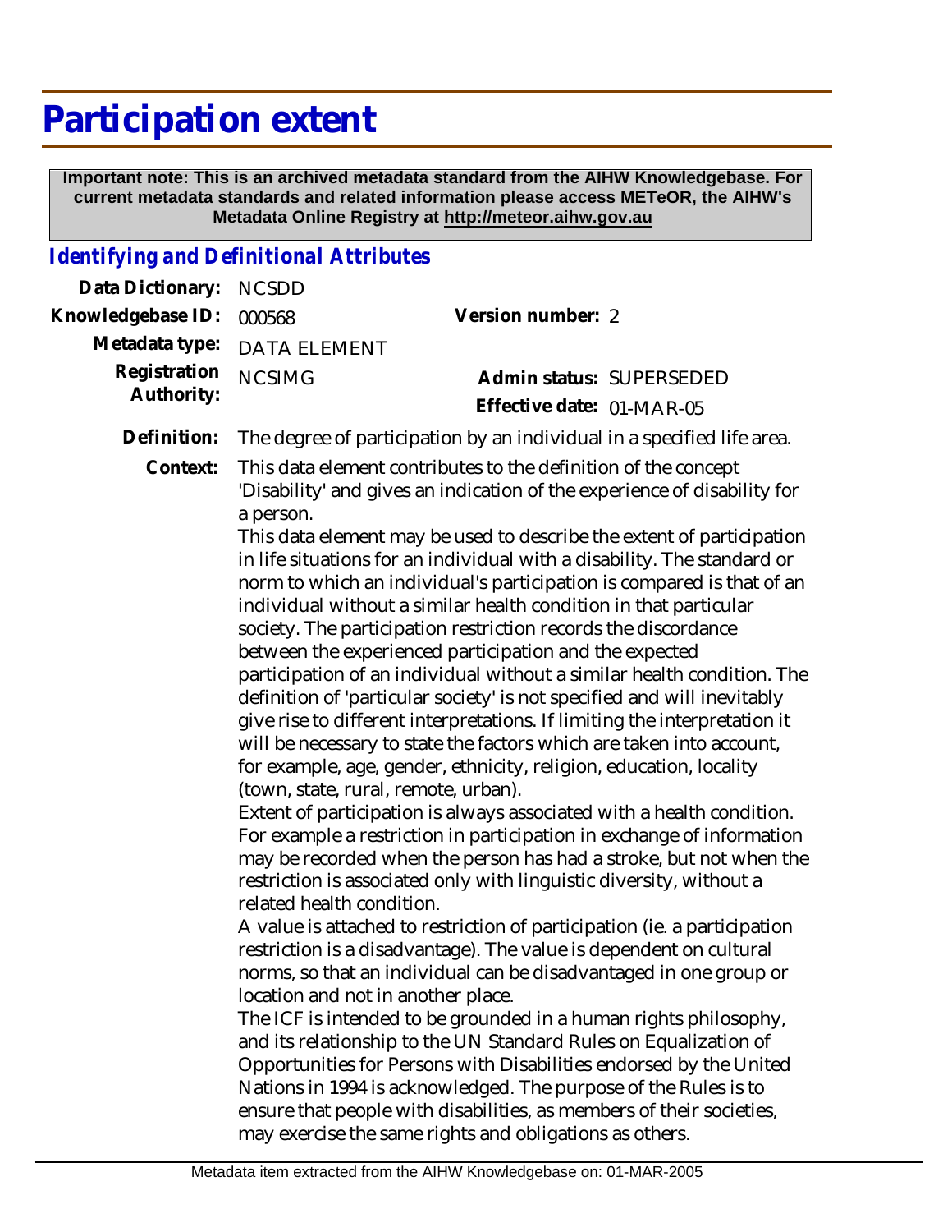# Participation extent

**Important note: This is an archived metadata standard from the AIHW Knowledgebase. For current metadata standards and related information please access METeOR, the AIHW's Metadata Online Registry at http://meteor.aihw.gov.au**

## *Identifying and Definitional Attributes*

| | | | |
|---|---|---|---|
| **Data Dictionary:** | NCSDD | | |
| **Knowledgebase ID:** | 000568 | **Version number:** | 2 |
| **Metadata type:** | DATA ELEMENT | | |
| **Registration Authority:** | NCSIMG | **Admin status:** | SUPERSEDED |
| | | **Effective date:** | 01-MAR-05 |

**Definition:** The degree of participation by an individual in a specified life area.

**Context:** This data element contributes to the definition of the concept 'Disability' and gives an indication of the experience of disability for a person.

This data element may be used to describe the extent of participation in life situations for an individual with a disability. The standard or norm to which an individual's participation is compared is that of an individual without a similar health condition in that particular society. The participation restriction records the discordance between the experienced participation and the expected participation of an individual without a similar health condition. The definition of 'particular society' is not specified and will inevitably give rise to different interpretations. If limiting the interpretation it will be necessary to state the factors which are taken into account, for example, age, gender, ethnicity, religion, education, locality (town, state, rural, remote, urban).

Extent of participation is always associated with a health condition. For example a restriction in participation in exchange of information may be recorded when the person has had a stroke, but not when the restriction is associated only with linguistic diversity, without a related health condition.

A value is attached to restriction of participation (ie. a participation restriction is a disadvantage). The value is dependent on cultural norms, so that an individual can be disadvantaged in one group or location and not in another place.

The ICF is intended to be grounded in a human rights philosophy, and its relationship to the UN Standard Rules on Equalization of Opportunities for Persons with Disabilities endorsed by the United Nations in 1994 is acknowledged. The purpose of the Rules is to ensure that people with disabilities, as members of their societies, may exercise the same rights and obligations as others.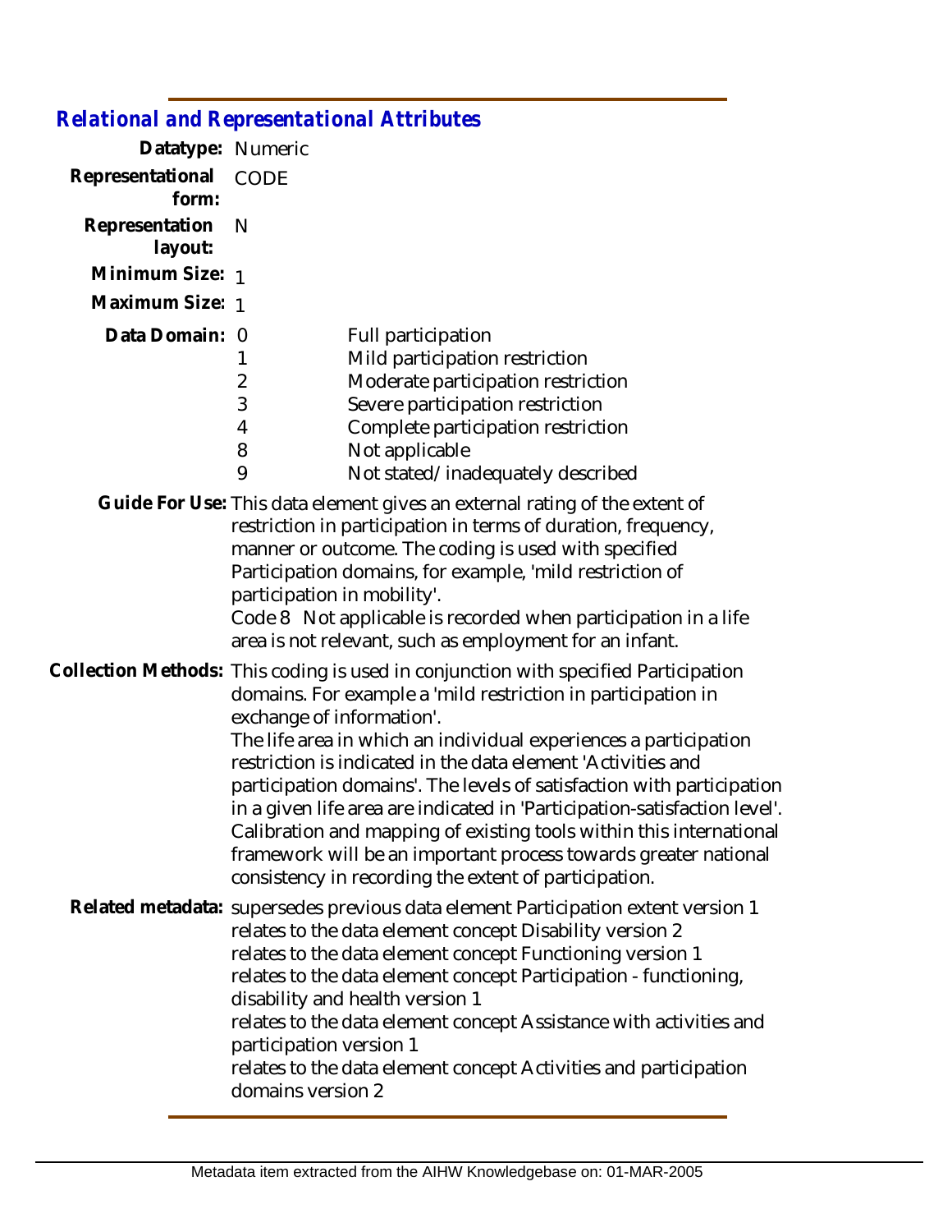## *Relational and Representational Attributes*

**Datatype:** Numeric

**Representational form:** CODE

**Representation layout:** N

**Minimum Size:** 1

**Maximum Size:** 1

**Data Domain:**

| Code | Description |
|---|---|
| 0 | Full participation |
| 1 | Mild participation restriction |
| 2 | Moderate participation restriction |
| 3 | Severe participation restriction |
| 4 | Complete participation restriction |
| 8 | Not applicable |
| 9 | Not stated/inadequately described |

**Guide For Use:** This data element gives an external rating of the extent of restriction in participation in terms of duration, frequency, manner or outcome. The coding is used with specified Participation domains, for example, 'mild restriction of participation in mobility'.
Code 8 Not applicable is recorded when participation in a life area is not relevant, such as employment for an infant.

**Collection Methods:** This coding is used in conjunction with specified Participation domains. For example a 'mild restriction in participation in exchange of information'.
The life area in which an individual experiences a participation restriction is indicated in the data element 'Activities and participation domains'. The levels of satisfaction with participation in a given life area are indicated in 'Participation-satisfaction level'. Calibration and mapping of existing tools within this international framework will be an important process towards greater national consistency in recording the extent of participation.

**Related metadata:** supersedes previous data element Participation extent version 1
relates to the data element concept Disability version 2
relates to the data element concept Functioning version 1
relates to the data element concept Participation - functioning, disability and health version 1
relates to the data element concept Assistance with activities and participation version 1
relates to the data element concept Activities and participation domains version 2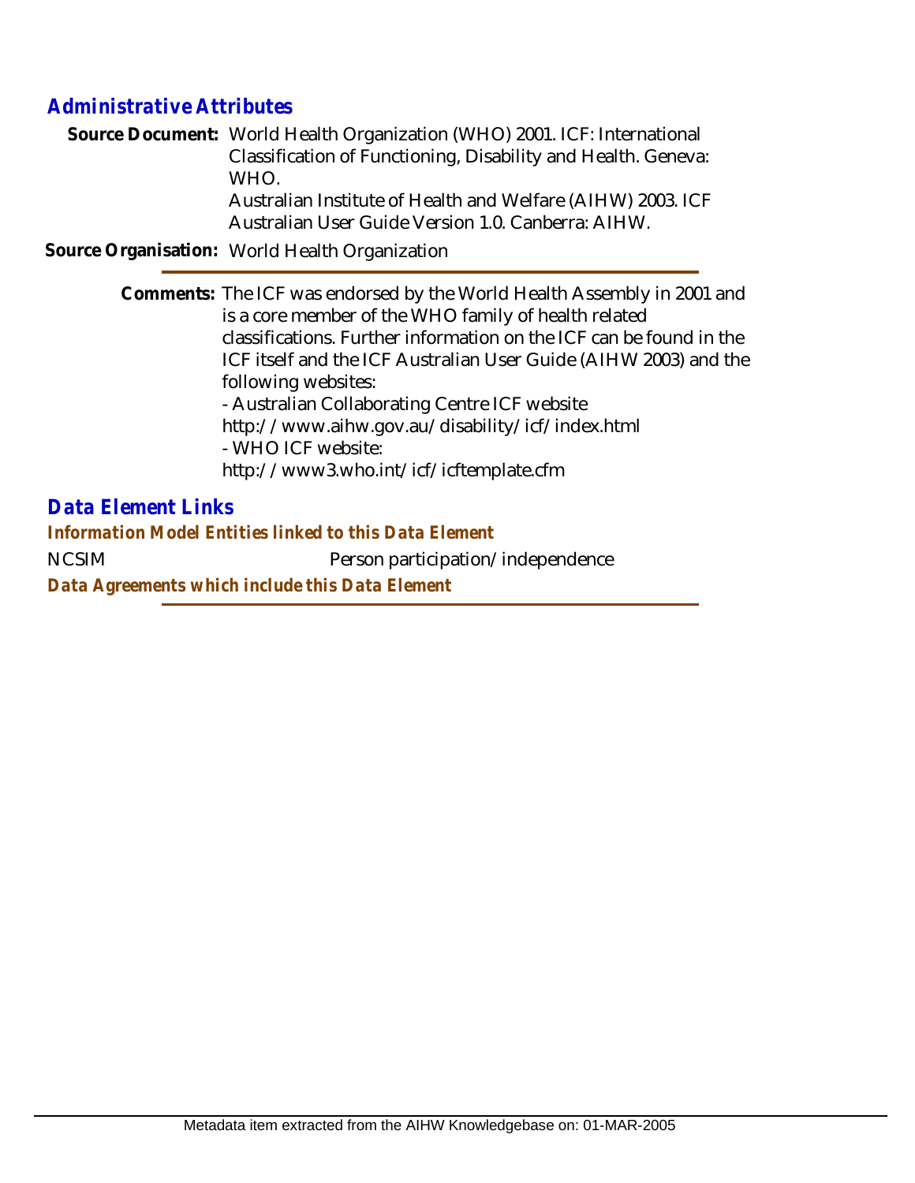## Administrative Attributes

**Source Document:** World Health Organization (WHO) 2001. ICF: International Classification of Functioning, Disability and Health. Geneva: WHO.
Australian Institute of Health and Welfare (AIHW) 2003. ICF Australian User Guide Version 1.0. Canberra: AIHW.

**Source Organisation:** World Health Organization

**Comments:** The ICF was endorsed by the World Health Assembly in 2001 and is a core member of the WHO family of health related classifications. Further information on the ICF can be found in the ICF itself and the ICF Australian User Guide (AIHW 2003) and the following websites:
- Australian Collaborating Centre ICF website
http://www.aihw.gov.au/disability/icf/index.html
- WHO ICF website:
http://www3.who.int/icf/icftemplate.cfm

## Data Element Links

### *Information Model Entities linked to this Data Element*

| | |
|---|---|
| NCSIM | Person participation/independence |

### *Data Agreements which include this Data Element*